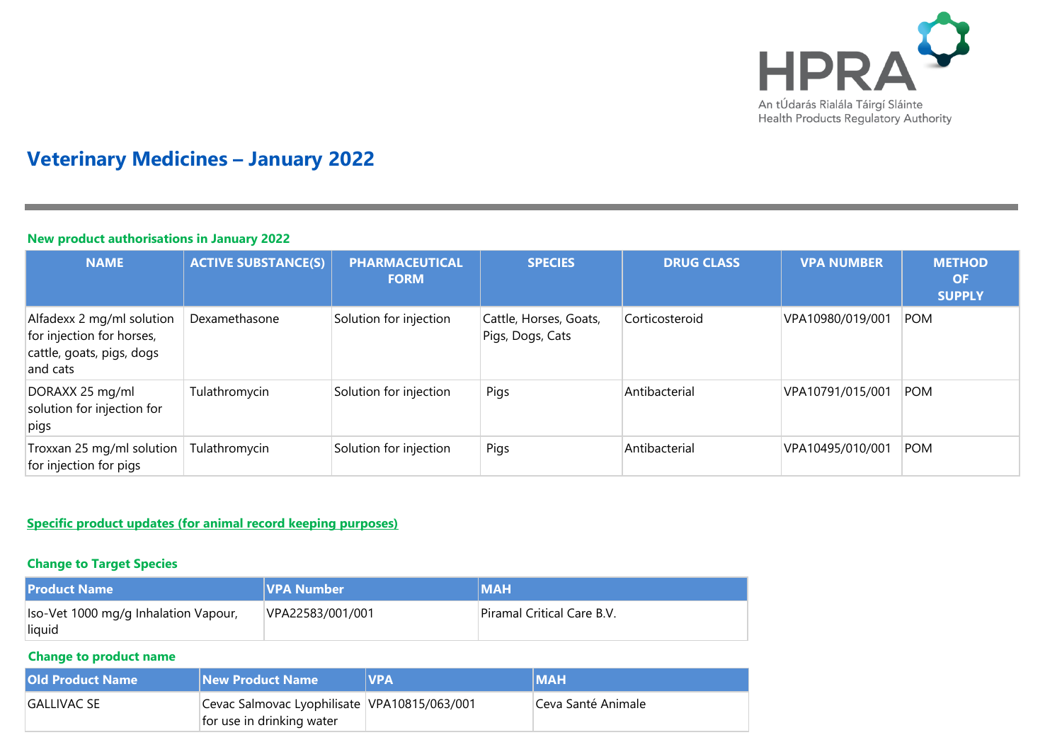# Veterinary Medicines – January 2022

## New product authorisations in January 2022

| NAME | ACTIVE SUBSTANCE(S) | PHARMACEUTICAL FORM | SPECIES | DRUG CLASS | VPA NUMBER | METHOD OF SUPPLY |
|---|---|---|---|---|---|---|
| Alfadexx 2 mg/ml solution for injection for horses, cattle, goats, pigs, dogs and cats | Dexamethasone | Solution for injection | Cattle, Horses, Goats, Pigs, Dogs, Cats | Corticosteroid | VPA10980/019/001 | POM |
| DORAXX 25 mg/ml solution for injection for pigs | Tulathromycin | Solution for injection | Pigs | Antibacterial | VPA10791/015/001 | POM |
| Troxxan 25 mg/ml solution for injection for pigs | Tulathromycin | Solution for injection | Pigs | Antibacterial | VPA10495/010/001 | POM |

## Specific product updates (for animal record keeping purposes)

### Change to Target Species

| Product Name | VPA Number | MAH |
|---|---|---|
| Iso-Vet 1000 mg/g Inhalation Vapour, liquid | VPA22583/001/001 | Piramal Critical Care B.V. |

### Change to product name

| Old Product Name | New Product Name | VPA | MAH |
|---|---|---|---|
| GALLIVAC SE | Cevac Salmovac Lyophilisate for use in drinking water | VPA10815/063/001 | Ceva Santé Animale |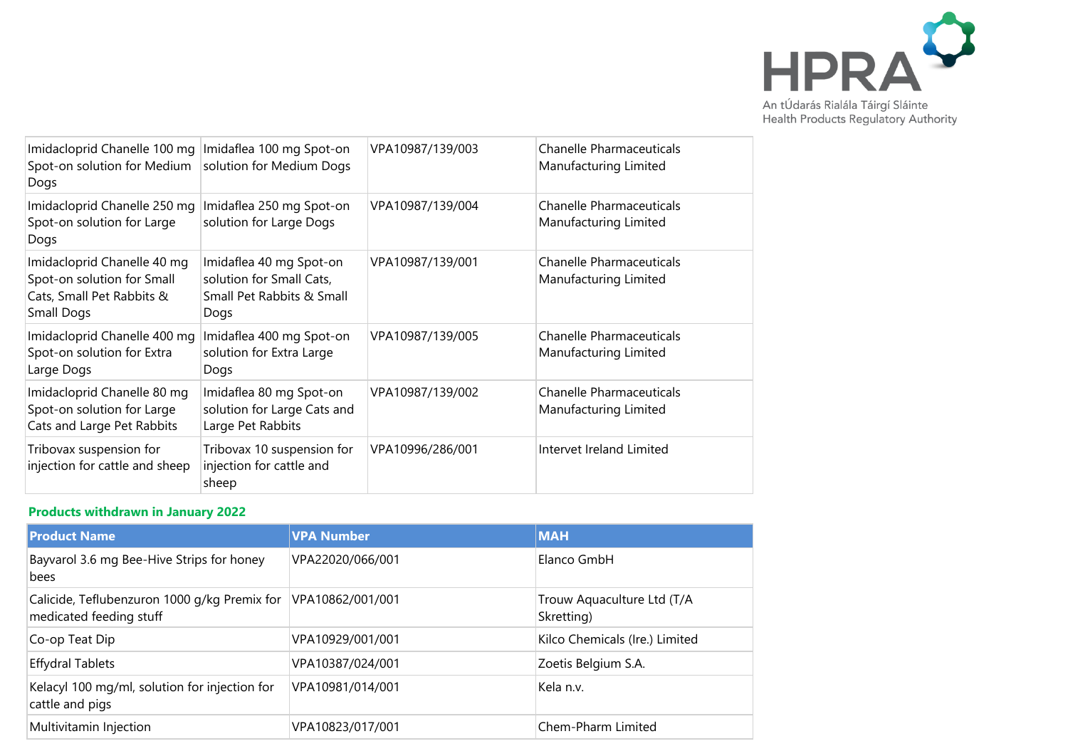| | | | |
|---|---|---|---|
| Imidacloprid Chanelle 100 mg Spot-on solution for Medium Dogs | Imidaflea 100 mg Spot-on solution for Medium Dogs | VPA10987/139/003 | Chanelle Pharmaceuticals Manufacturing Limited |
| Imidacloprid Chanelle 250 mg Spot-on solution for Large Dogs | Imidaflea 250 mg Spot-on solution for Large Dogs | VPA10987/139/004 | Chanelle Pharmaceuticals Manufacturing Limited |
| Imidacloprid Chanelle 40 mg Spot-on solution for Small Cats, Small Pet Rabbits & Small Dogs | Imidaflea 40 mg Spot-on solution for Small Cats, Small Pet Rabbits & Small Dogs | VPA10987/139/001 | Chanelle Pharmaceuticals Manufacturing Limited |
| Imidacloprid Chanelle 400 mg Spot-on solution for Extra Large Dogs | Imidaflea 400 mg Spot-on solution for Extra Large Dogs | VPA10987/139/005 | Chanelle Pharmaceuticals Manufacturing Limited |
| Imidacloprid Chanelle 80 mg Spot-on solution for Large Cats and Large Pet Rabbits | Imidaflea 80 mg Spot-on solution for Large Cats and Large Pet Rabbits | VPA10987/139/002 | Chanelle Pharmaceuticals Manufacturing Limited |
| Tribovax suspension for injection for cattle and sheep | Tribovax 10 suspension for injection for cattle and sheep | VPA10996/286/001 | Intervet Ireland Limited |

## Products withdrawn in January 2022

| Product Name | VPA Number | MAH |
|---|---|---|
| Bayvarol 3.6 mg Bee-Hive Strips for honey bees | VPA22020/066/001 | Elanco GmbH |
| Calicide, Teflubenzuron 1000 g/kg Premix for medicated feeding stuff | VPA10862/001/001 | Trouw Aquaculture Ltd (T/A Skretting) |
| Co-op Teat Dip | VPA10929/001/001 | Kilco Chemicals (Ire.) Limited |
| Effydral Tablets | VPA10387/024/001 | Zoetis Belgium S.A. |
| Kelacyl 100 mg/ml, solution for injection for cattle and pigs | VPA10981/014/001 | Kela n.v. |
| Multivitamin Injection | VPA10823/017/001 | Chem-Pharm Limited |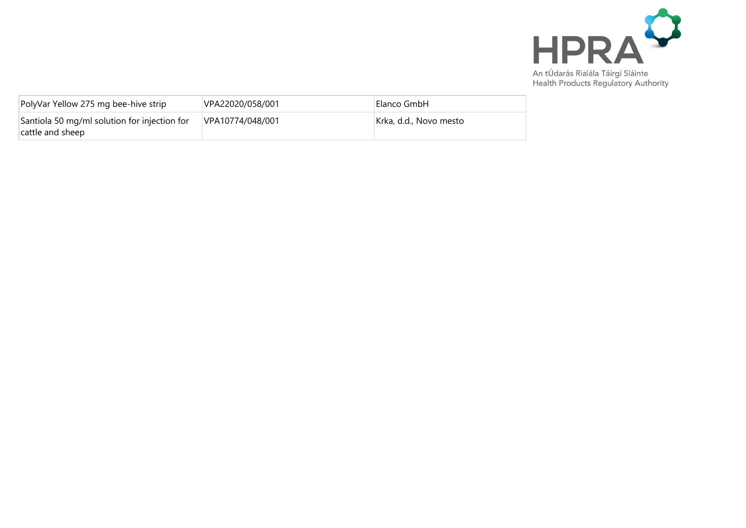| | | |
|---|---|---|
| PolyVar Yellow 275 mg bee-hive strip | VPA22020/058/001 | Elanco GmbH |
| Santiola 50 mg/ml solution for injection for cattle and sheep | VPA10774/048/001 | Krka, d.d., Novo mesto |